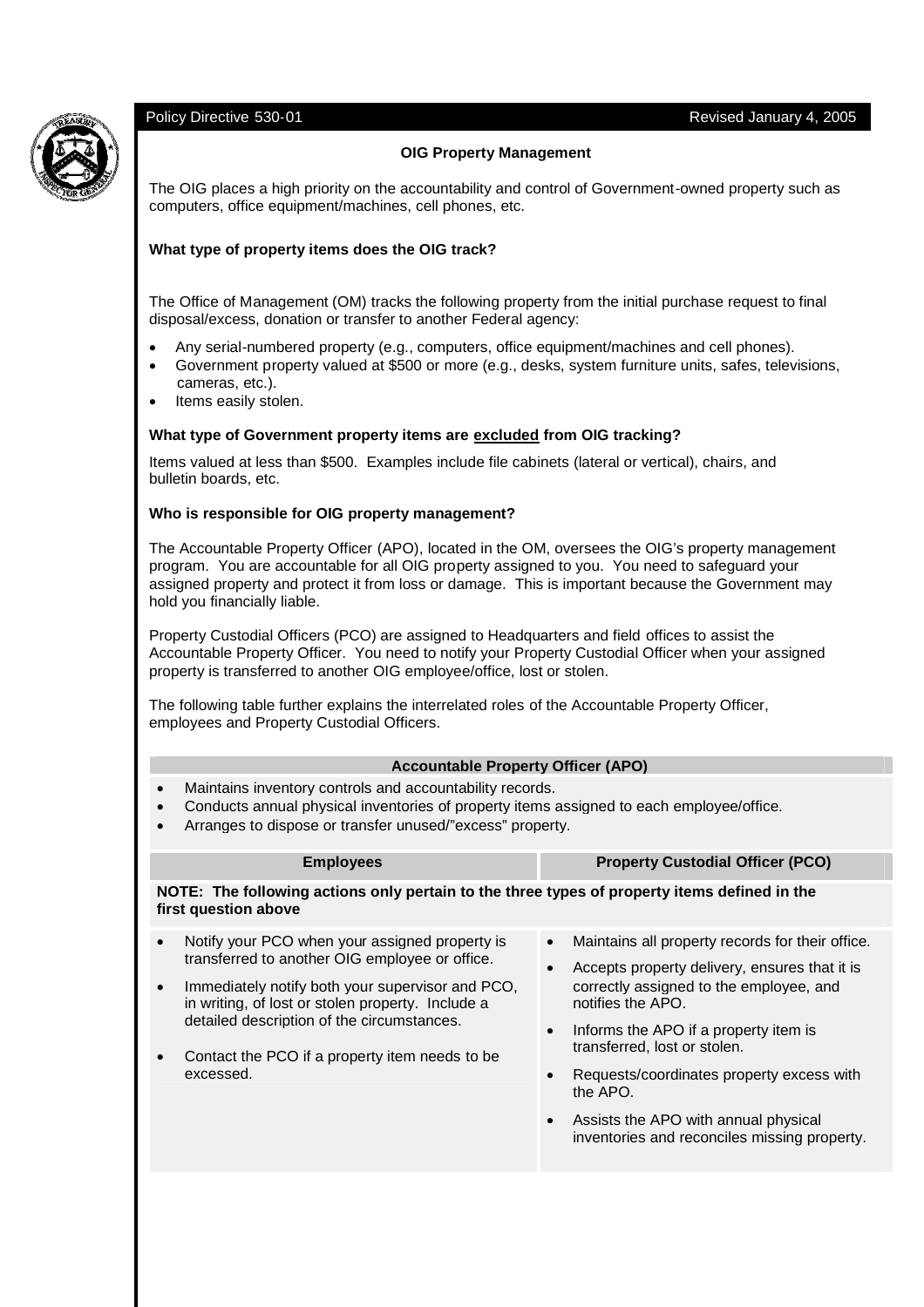Policy Directive 530-01 Revised January 4, 2005

# OIG Property Management

The OIG places a high priority on the accountability and control of Government-owned property such as computers, office equipment/machines, cell phones, etc.

## What type of property items does the OIG track?

The Office of Management (OM) tracks the following property from the initial purchase request to final disposal/excess, donation or transfer to another Federal agency:

- Any serial-numbered property (e.g., computers, office equipment/machines and cell phones).
- Government property valued at $500 or more (e.g., desks, system furniture units, safes, televisions, cameras, etc.).
- Items easily stolen.

## What type of Government property items are <u>excluded</u> from OIG tracking?

Items valued at less than $500. Examples include file cabinets (lateral or vertical), chairs, and bulletin boards, etc.

## Who is responsible for OIG property management?

The Accountable Property Officer (APO), located in the OM, oversees the OIG's property management program. You are accountable for all OIG property assigned to you. You need to safeguard your assigned property and protect it from loss or damage. This is important because the Government may hold you financially liable.

Property Custodial Officers (PCO) are assigned to Headquarters and field offices to assist the Accountable Property Officer. You need to notify your Property Custodial Officer when your assigned property is transferred to another OIG employee/office, lost or stolen.

The following table further explains the interrelated roles of the Accountable Property Officer, employees and Property Custodial Officers.

**Accountable Property Officer (APO)**

- Maintains inventory controls and accountability records.
- Conducts annual physical inventories of property items assigned to each employee/office.
- Arranges to dispose or transfer unused/"excess" property.

**NOTE: The following actions only pertain to the three types of property items defined in the first question above**

| Employees | Property Custodial Officer (PCO) |
|---|---|
| • Notify your PCO when your assigned property is transferred to another OIG employee or office.<br>• Immediately notify both your supervisor and PCO, in writing, of lost or stolen property. Include a detailed description of the circumstances.<br>• Contact the PCO if a property item needs to be excessed. | • Maintains all property records for their office.<br>• Accepts property delivery, ensures that it is correctly assigned to the employee, and notifies the APO.<br>• Informs the APO if a property item is transferred, lost or stolen.<br>• Requests/coordinates property excess with the APO.<br>• Assists the APO with annual physical inventories and reconciles missing property. |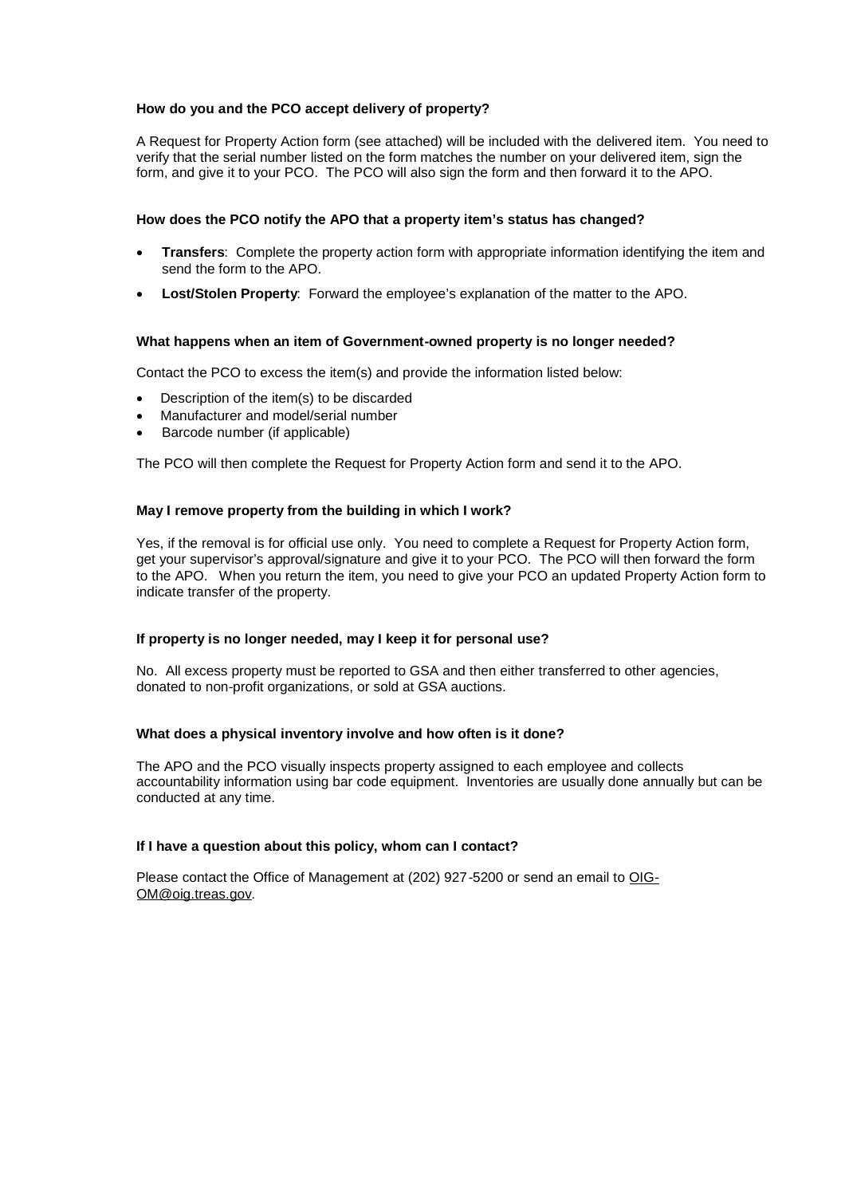**How do you and the PCO accept delivery of property?**

A Request for Property Action form (see attached) will be included with the delivered item. You need to verify that the serial number listed on the form matches the number on your delivered item, sign the form, and give it to your PCO. The PCO will also sign the form and then forward it to the APO.

**How does the PCO notify the APO that a property item's status has changed?**

- **Transfers**: Complete the property action form with appropriate information identifying the item and send the form to the APO.
- **Lost/Stolen Property**: Forward the employee's explanation of the matter to the APO.

**What happens when an item of Government-owned property is no longer needed?**

Contact the PCO to excess the item(s) and provide the information listed below:

- Description of the item(s) to be discarded
- Manufacturer and model/serial number
- Barcode number (if applicable)

The PCO will then complete the Request for Property Action form and send it to the APO.

**May I remove property from the building in which I work?**

Yes, if the removal is for official use only. You need to complete a Request for Property Action form, get your supervisor's approval/signature and give it to your PCO. The PCO will then forward the form to the APO. When you return the item, you need to give your PCO an updated Property Action form to indicate transfer of the property.

**If property is no longer needed, may I keep it for personal use?**

No. All excess property must be reported to GSA and then either transferred to other agencies, donated to non-profit organizations, or sold at GSA auctions.

**What does a physical inventory involve and how often is it done?**

The APO and the PCO visually inspects property assigned to each employee and collects accountability information using bar code equipment. Inventories are usually done annually but can be conducted at any time.

**If I have a question about this policy, whom can I contact?**

Please contact the Office of Management at (202) 927-5200 or send an email to OIG-OM@oig.treas.gov.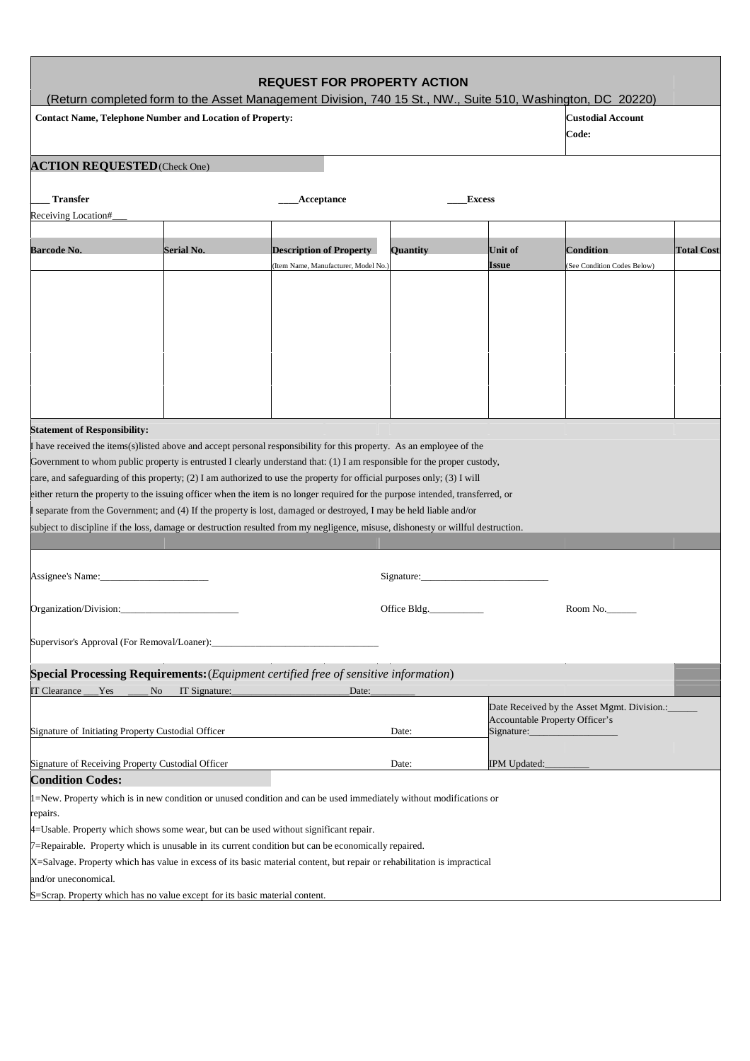# REQUEST FOR PROPERTY ACTION

(Return completed form to the Asset Management Division, 740 15 St., NW., Suite 510, Washington, DC 20220)

| **Contact Name, Telephone Number and Location of Property:** | **Custodial Account Code:** |
|---|---|
| | |

**ACTION REQUESTED** (Check One)

____ **Transfer** ____**Acceptance** ____**Excess**

Receiving Location#___

| **Barcode No.** | **Serial No.** | **Description of Property** (Item Name, Manufacturer, Model No.) | **Quantity** | **Unit of Issue** | **Condition** (See Condition Codes Below) | **Total Cost** |
|---|---|---|---|---|---|---|
| | | | | | | |
| | | | | | | |
| | | | | | | |
| | | | | | | |

**Statement of Responsibility:**

I have received the items(s)listed above and accept personal responsibility for this property. As an employee of the Government to whom public property is entrusted I clearly understand that: (1) I am responsible for the proper custody, care, and safeguarding of this property; (2) I am authorized to use the property for official purposes only; (3) I will either return the property to the issuing officer when the item is no longer required for the purpose intended, transferred, or I separate from the Government; and (4) If the property is lost, damaged or destroyed, I may be held liable and/or subject to discipline if the loss, damage or destruction resulted from my negligence, misuse, dishonesty or willful destruction.

Assignee's Name:______________________ Signature:__________________________

Organization/Division:________________________ Office Bldg.___________ Room No.______

Supervisor's Approval (For Removal/Loaner):__________________________________

**Special Processing Requirements:** (*Equipment certified free of sensitive information*)

IT Clearance ___Yes ____ No IT Signature:________________________ Date:_________

Signature of Initiating Property Custodial Officer Date:

Date Received by the Asset Mgmt. Division.:______

Accountable Property Officer's Signature:__________________

Signature of Receiving Property Custodial Officer Date:

IPM Updated:_________

**Condition Codes:**

1=New. Property which is in new condition or unused condition and can be used immediately without modifications or repairs.

4=Usable. Property which shows some wear, but can be used without significant repair.

7=Repairable. Property which is unusable in its current condition but can be economically repaired.

X=Salvage. Property which has value in excess of its basic material content, but repair or rehabilitation is impractical and/or uneconomical.

S=Scrap. Property which has no value except for its basic material content.